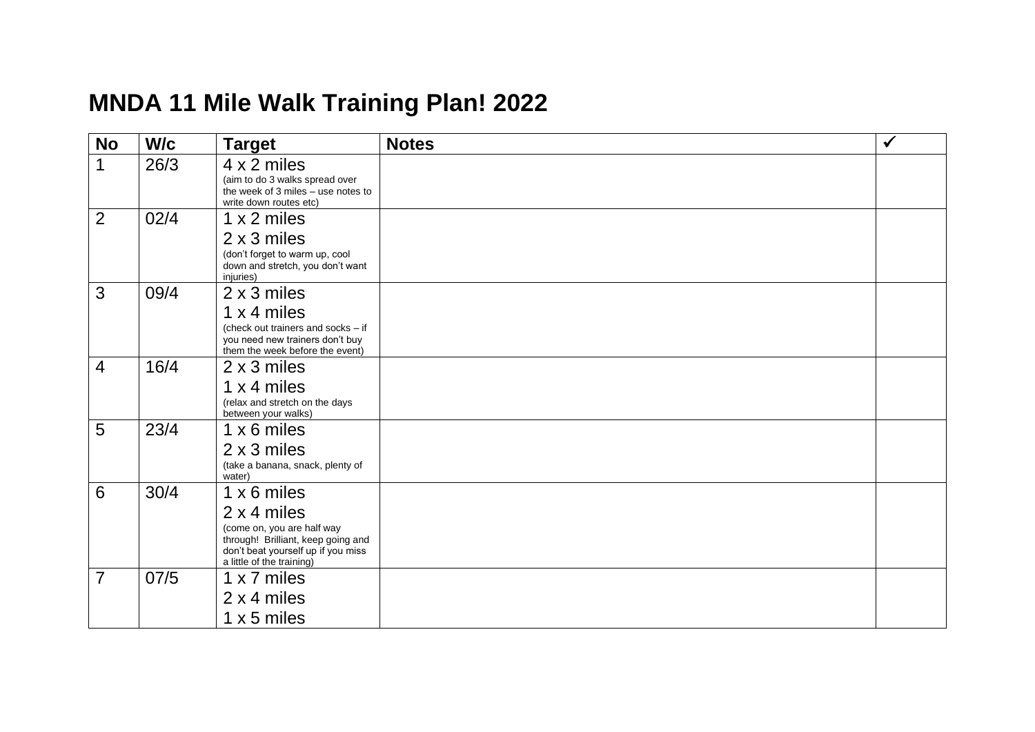# MNDA 11 Mile Walk Training Plan! 2022

| No | W/c | Target | Notes | ✓ |
|---|---|---|---|---|
| 1 | 26/3 | 4 x 2 miles<br>(aim to do 3 walks spread over the week of 3 miles – use notes to write down routes etc) | | |
| 2 | 02/4 | 1 x 2 miles<br>2 x 3 miles<br>(don't forget to warm up, cool down and stretch, you don't want injuries) | | |
| 3 | 09/4 | 2 x 3 miles<br>1 x 4 miles<br>(check out trainers and socks – if you need new trainers don't buy them the week before the event) | | |
| 4 | 16/4 | 2 x 3 miles<br>1 x 4 miles<br>(relax and stretch on the days between your walks) | | |
| 5 | 23/4 | 1 x 6 miles<br>2 x 3 miles<br>(take a banana, snack, plenty of water) | | |
| 6 | 30/4 | 1 x 6 miles<br>2 x 4 miles<br>(come on, you are half way through! Brilliant, keep going and don't beat yourself up if you miss a little of the training) | | |
| 7 | 07/5 | 1 x 7 miles<br>2 x 4 miles<br>1 x 5 miles | | |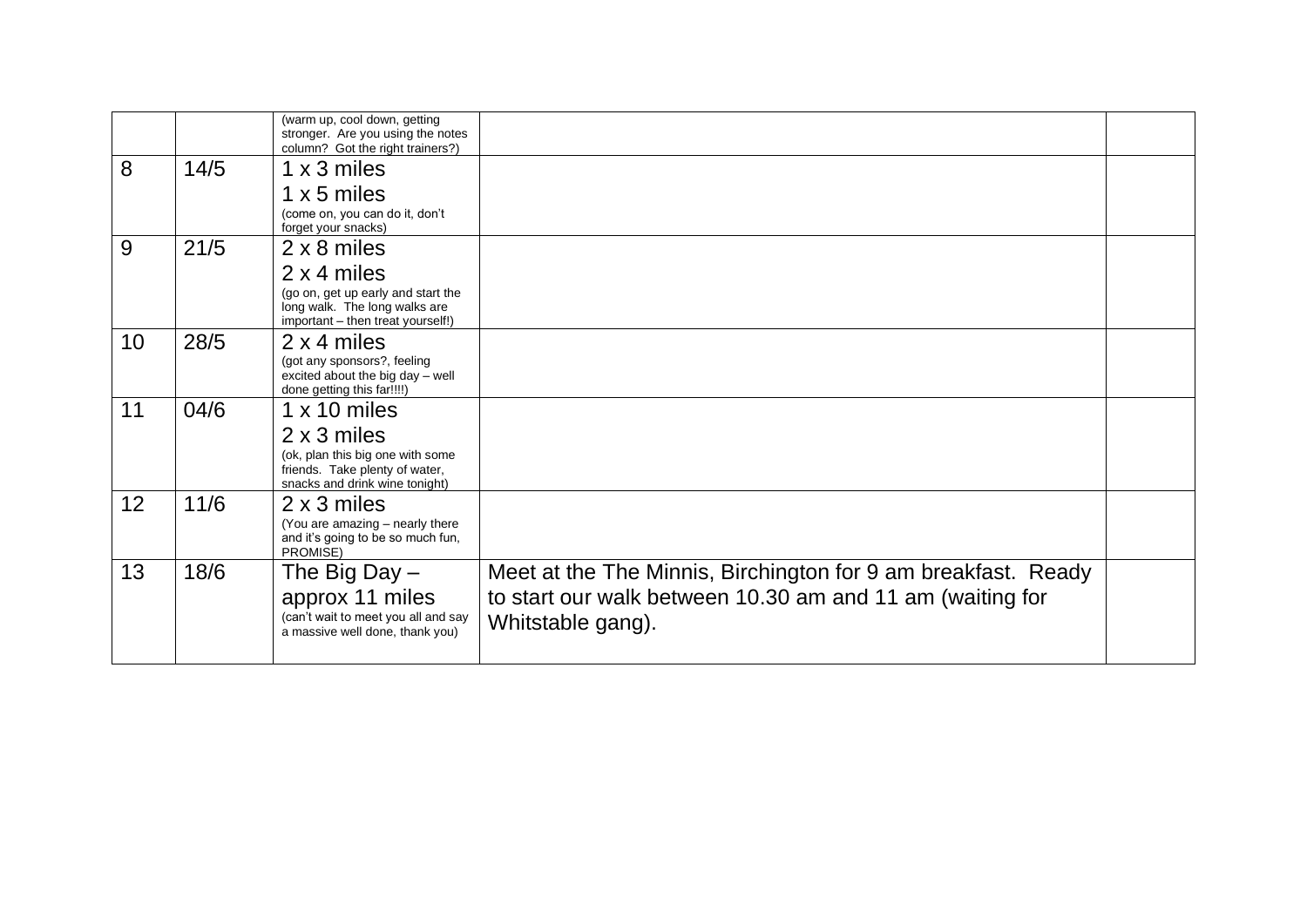| | | | | |
|---|---|---|---|---|
| | | (warm up, cool down, getting stronger. Are you using the notes column? Got the right trainers?) | | |
| 8 | 14/5 | 1 x 3 miles<br>1 x 5 miles<br>(come on, you can do it, don't forget your snacks) | | |
| 9 | 21/5 | 2 x 8 miles<br>2 x 4 miles<br>(go on, get up early and start the long walk. The long walks are important – then treat yourself!) | | |
| 10 | 28/5 | 2 x 4 miles<br>(got any sponsors?, feeling excited about the big day – well done getting this far!!!!) | | |
| 11 | 04/6 | 1 x 10 miles<br>2 x 3 miles<br>(ok, plan this big one with some friends. Take plenty of water, snacks and drink wine tonight) | | |
| 12 | 11/6 | 2 x 3 miles<br>(You are amazing – nearly there and it's going to be so much fun, PROMISE) | | |
| 13 | 18/6 | The Big Day – approx 11 miles<br>(can't wait to meet you all and say a massive well done, thank you) | Meet at the The Minnis, Birchington for 9 am breakfast. Ready to start our walk between 10.30 am and 11 am (waiting for Whitstable gang). | |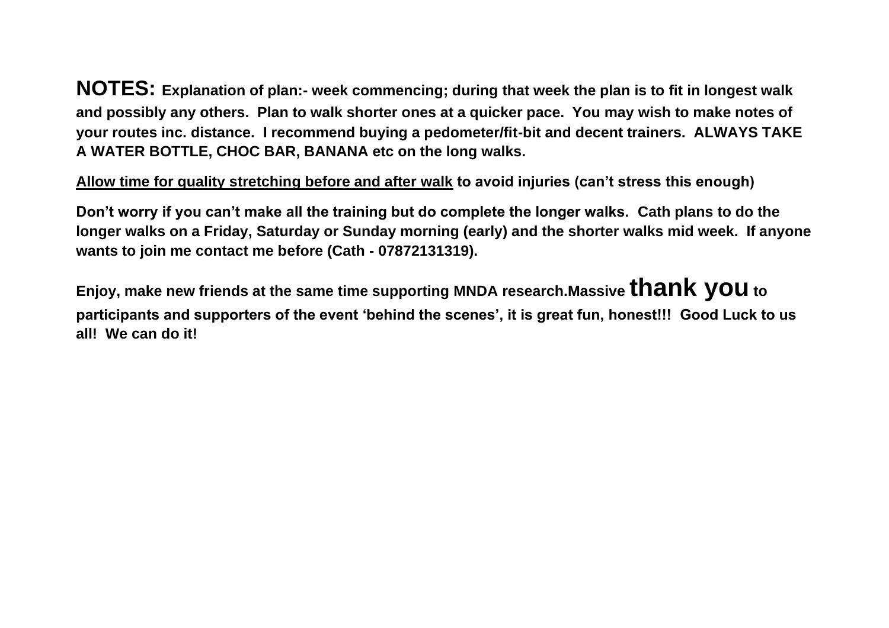**NOTES: Explanation of plan:- week commencing; during that week the plan is to fit in longest walk and possibly any others. Plan to walk shorter ones at a quicker pace. You may wish to make notes of your routes inc. distance. I recommend buying a pedometer/fit-bit and decent trainers. ALWAYS TAKE A WATER BOTTLE, CHOC BAR, BANANA etc on the long walks.**

**<u>Allow time for quality stretching before and after walk</u> to avoid injuries (can't stress this enough)**

**Don't worry if you can't make all the training but do complete the longer walks. Cath plans to do the longer walks on a Friday, Saturday or Sunday morning (early) and the shorter walks mid week. If anyone wants to join me contact me before (Cath - 07872131319).**

**Enjoy, make new friends at the same time supporting MNDA research.Massive thank you to participants and supporters of the event 'behind the scenes', it is great fun, honest!!! Good Luck to us all! We can do it!**